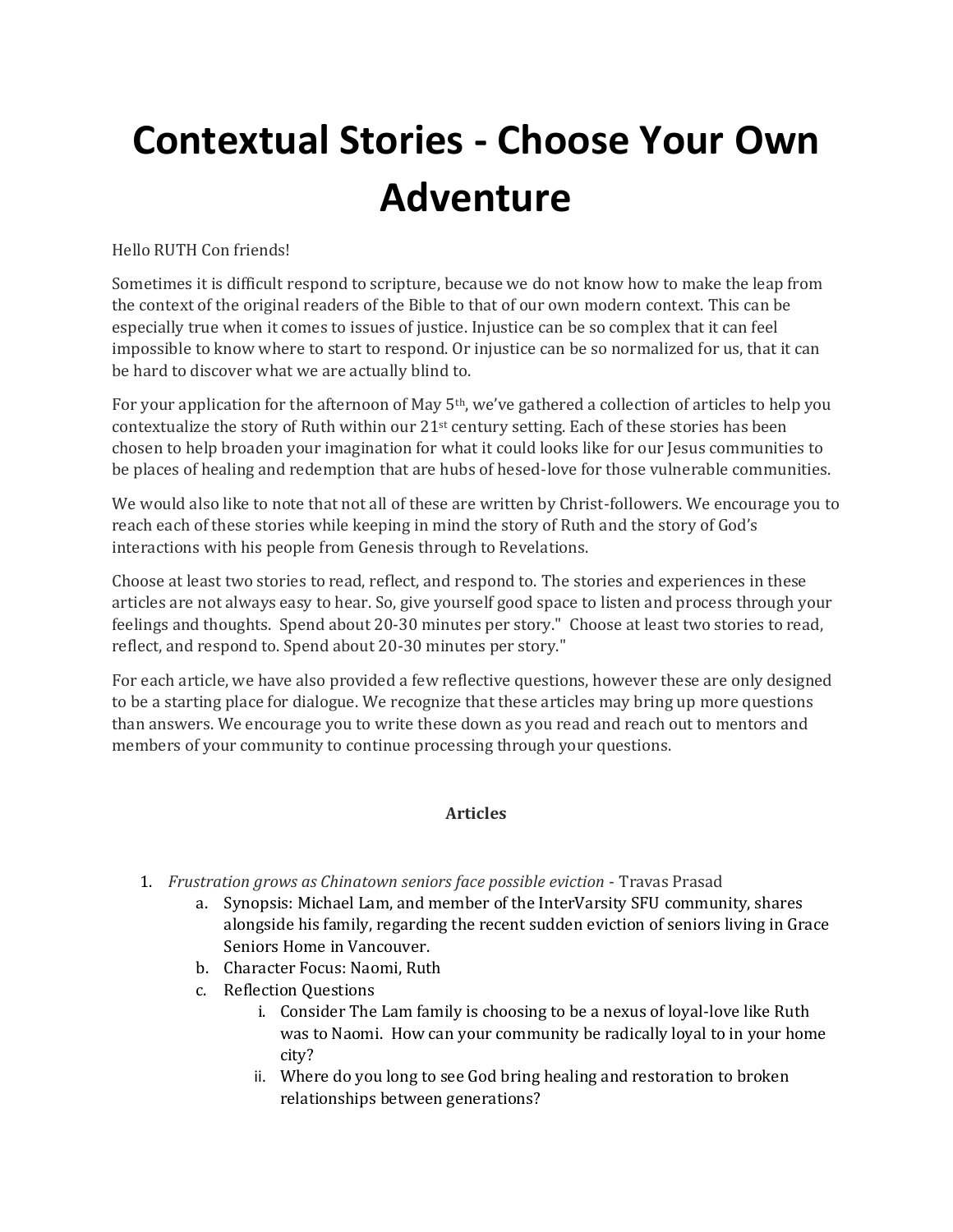# Contextual Stories - Choose Your Own Adventure

Hello RUTH Con friends!

Sometimes it is difficult respond to scripture, because we do not know how to make the leap from the context of the original readers of the Bible to that of our own modern context. This can be especially true when it comes to issues of justice. Injustice can be so complex that it can feel impossible to know where to start to respond. Or injustice can be so normalized for us, that it can be hard to discover what we are actually blind to.

For your application for the afternoon of May 5th, we've gathered a collection of articles to help you contextualize the story of Ruth within our 21st century setting. Each of these stories has been chosen to help broaden your imagination for what it could looks like for our Jesus communities to be places of healing and redemption that are hubs of hesed-love for those vulnerable communities.

We would also like to note that not all of these are written by Christ-followers. We encourage you to reach each of these stories while keeping in mind the story of Ruth and the story of God's interactions with his people from Genesis through to Revelations.

Choose at least two stories to read, reflect, and respond to. The stories and experiences in these articles are not always easy to hear. So, give yourself good space to listen and process through your feelings and thoughts. Spend about 20-30 minutes per story." Choose at least two stories to read, reflect, and respond to. Spend about 20-30 minutes per story."

For each article, we have also provided a few reflective questions, however these are only designed to be a starting place for dialogue. We recognize that these articles may bring up more questions than answers. We encourage you to write these down as you read and reach out to mentors and members of your community to continue processing through your questions.

**Articles**

1. *Frustration grows as Chinatown seniors face possible eviction* - Travas Prasad
    a. Synopsis: Michael Lam, and member of the InterVarsity SFU community, shares alongside his family, regarding the recent sudden eviction of seniors living in Grace Seniors Home in Vancouver.
    b. Character Focus: Naomi, Ruth
    c. Reflection Questions
        i. Consider The Lam family is choosing to be a nexus of loyal-love like Ruth was to Naomi. How can your community be radically loyal to in your home city?
        ii. Where do you long to see God bring healing and restoration to broken relationships between generations?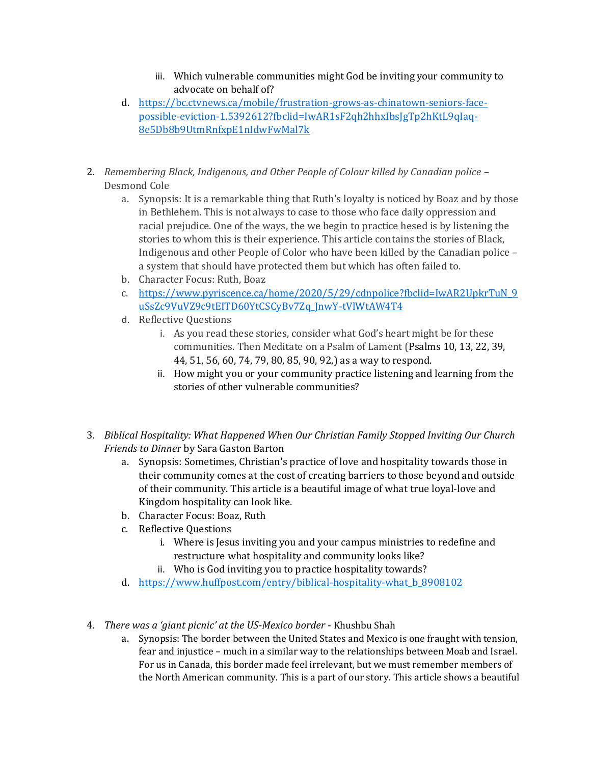iii. Which vulnerable communities might God be inviting your community to advocate on behalf of?

   d. [https://bc.ctvnews.ca/mobile/frustration-grows-as-chinatown-seniors-face-possible-eviction-1.5392612?fbclid=IwAR1sF2qh2hhxIbsJgTp2hKtL9qIaq-8e5Db8b9UtmRnfxpE1nIdwFwMal7k](https://bc.ctvnews.ca/mobile/frustration-grows-as-chinatown-seniors-face-possible-eviction-1.5392612?fbclid=IwAR1sF2qh2hhxIbsJgTp2hKtL9qIaq-8e5Db8b9UtmRnfxpE1nIdwFwMal7k)

2. *Remembering Black, Indigenous, and Other People of Colour killed by Canadian police* – Desmond Cole
   a. Synopsis: It is a remarkable thing that Ruth's loyalty is noticed by Boaz and by those in Bethlehem. This is not always to case to those who face daily oppression and racial prejudice. One of the ways, the we begin to practice hesed is by listening the stories to whom this is their experience. This article contains the stories of Black, Indigenous and other People of Color who have been killed by the Canadian police – a system that should have protected them but which has often failed to.
   b. Character Focus: Ruth, Boaz
   c. [https://www.pyriscence.ca/home/2020/5/29/cdnpolice?fbclid=IwAR2UpkrTuN_9uSsZc9VuVZ9c9tEITD60YtCSCyBv7Zq_JnwY-tVlWtAW4T4](https://www.pyriscence.ca/home/2020/5/29/cdnpolice?fbclid=IwAR2UpkrTuN_9uSsZc9VuVZ9c9tEITD60YtCSCyBv7Zq_JnwY-tVlWtAW4T4)
   d. Reflective Questions
      i. As you read these stories, consider what God's heart might be for these communities. Then Meditate on a Psalm of Lament (Psalms 10, 13, 22, 39, 44, 51, 56, 60, 74, 79, 80, 85, 90, 92,) as a way to respond.
      ii. How might you or your community practice listening and learning from the stories of other vulnerable communities?

3. *Biblical Hospitality: What Happened When Our Christian Family Stopped Inviting Our Church Friends to Dinne*r by Sara Gaston Barton
   a. Synopsis: Sometimes, Christian's practice of love and hospitality towards those in their community comes at the cost of creating barriers to those beyond and outside of their community. This article is a beautiful image of what true loyal-love and Kingdom hospitality can look like.
   b. Character Focus: Boaz, Ruth
   c. Reflective Questions
      i. Where is Jesus inviting you and your campus ministries to redefine and restructure what hospitality and community looks like?
      ii. Who is God inviting you to practice hospitality towards?
   d. [https://www.huffpost.com/entry/biblical-hospitality-what_b_8908102](https://www.huffpost.com/entry/biblical-hospitality-what_b_8908102)

4. *There was a 'giant picnic' at the US-Mexico border* - Khushbu Shah
   a. Synopsis: The border between the United States and Mexico is one fraught with tension, fear and injustice – much in a similar way to the relationships between Moab and Israel. For us in Canada, this border made feel irrelevant, but we must remember members of the North American community. This is a part of our story. This article shows a beautiful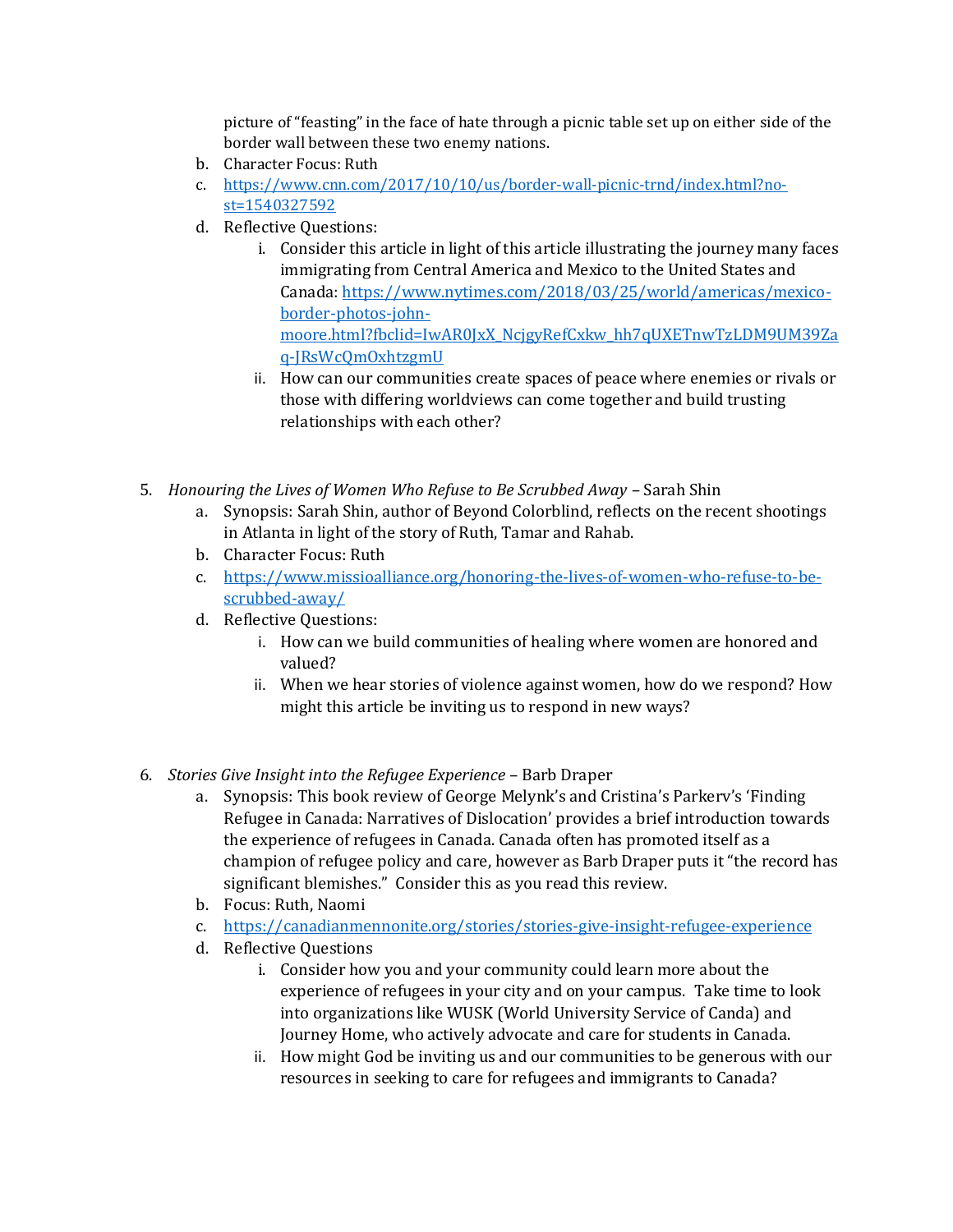picture of "feasting" in the face of hate through a picnic table set up on either side of the border wall between these two enemy nations.

   b. Character Focus: Ruth
   c. https://www.cnn.com/2017/10/10/us/border-wall-picnic-trnd/index.html?no-st=1540327592
   d. Reflective Questions:
      i. Consider this article in light of this article illustrating the journey many faces immigrating from Central America and Mexico to the United States and Canada: https://www.nytimes.com/2018/03/25/world/americas/mexico-border-photos-john-moore.html?fbclid=IwAR0JxX_NcjgyRefCxkw_hh7qUXETnwTzLDM9UM39Zaq-JRsWcQmOxhtzgmU
      ii. How can our communities create spaces of peace where enemies or rivals or those with differing worldviews can come together and build trusting relationships with each other?

5. *Honouring the Lives of Women Who Refuse to Be Scrubbed Away* – Sarah Shin
   a. Synopsis: Sarah Shin, author of Beyond Colorblind, reflects on the recent shootings in Atlanta in light of the story of Ruth, Tamar and Rahab.
   b. Character Focus: Ruth
   c. https://www.missioalliance.org/honoring-the-lives-of-women-who-refuse-to-be-scrubbed-away/
   d. Reflective Questions:
      i. How can we build communities of healing where women are honored and valued?
      ii. When we hear stories of violence against women, how do we respond? How might this article be inviting us to respond in new ways?

6. *Stories Give Insight into the Refugee Experience* – Barb Draper
   a. Synopsis: This book review of George Melynk's and Cristina's Parkerv's 'Finding Refugee in Canada: Narratives of Dislocation' provides a brief introduction towards the experience of refugees in Canada. Canada often has promoted itself as a champion of refugee policy and care, however as Barb Draper puts it "the record has significant blemishes." Consider this as you read this review.
   b. Focus: Ruth, Naomi
   c. https://canadianmennonite.org/stories/stories-give-insight-refugee-experience
   d. Reflective Questions
      i. Consider how you and your community could learn more about the experience of refugees in your city and on your campus. Take time to look into organizations like WUSK (World University Service of Canda) and Journey Home, who actively advocate and care for students in Canada.
      ii. How might God be inviting us and our communities to be generous with our resources in seeking to care for refugees and immigrants to Canada?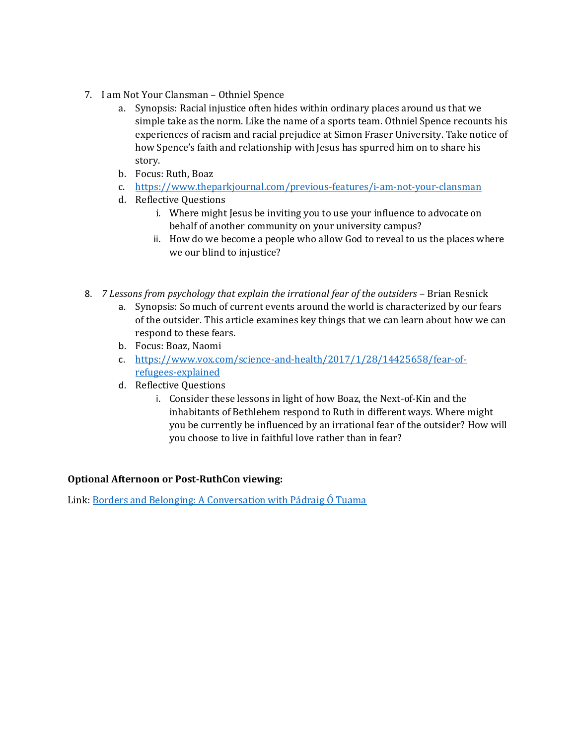7. I am Not Your Clansman – Othniel Spence
   a. Synopsis: Racial injustice often hides within ordinary places around us that we simple take as the norm. Like the name of a sports team. Othniel Spence recounts his experiences of racism and racial prejudice at Simon Fraser University. Take notice of how Spence's faith and relationship with Jesus has spurred him on to share his story.
   b. Focus: Ruth, Boaz
   c. [https://www.theparkjournal.com/previous-features/i-am-not-your-clansman](https://www.theparkjournal.com/previous-features/i-am-not-your-clansman)
   d. Reflective Questions
      i. Where might Jesus be inviting you to use your influence to advocate on behalf of another community on your university campus?
      ii. How do we become a people who allow God to reveal to us the places where we our blind to injustice?

8. *7 Lessons from psychology that explain the irrational fear of the outsiders* – Brian Resnick
   a. Synopsis: So much of current events around the world is characterized by our fears of the outsider. This article examines key things that we can learn about how we can respond to these fears.
   b. Focus: Boaz, Naomi
   c. [https://www.vox.com/science-and-health/2017/1/28/14425658/fear-of-refugees-explained](https://www.vox.com/science-and-health/2017/1/28/14425658/fear-of-refugees-explained)
   d. Reflective Questions
      i. Consider these lessons in light of how Boaz, the Next-of-Kin and the inhabitants of Bethlehem respond to Ruth in different ways. Where might you be currently be influenced by an irrational fear of the outsider? How will you choose to live in faithful love rather than in fear?

**Optional Afternoon or Post-RuthCon viewing:**

Link: Borders and Belonging: A Conversation with Pádraig Ó Tuama